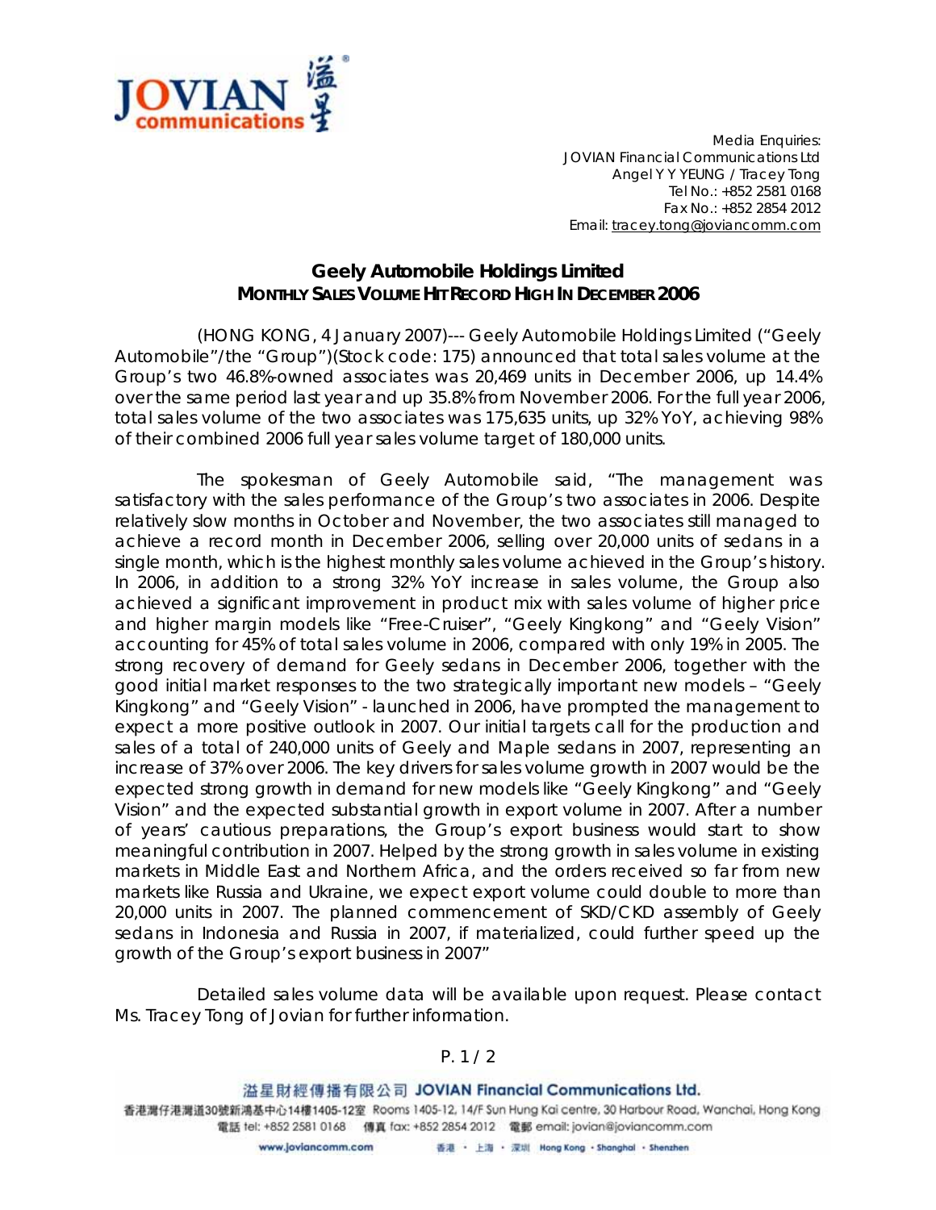Media Enquiries:
JOVIAN Financial Communications Ltd
Angel Y Y YEUNG / Tracey Tong
Tel No.: +852 2581 0168
Fax No.: +852 2854 2012
Email: tracey.tong@joviancomm.com

# Geely Automobile Holdings Limited

## MONTHLY SALES VOLUME HIT RECORD HIGH IN DECEMBER 2006

(HONG KONG, 4 January 2007)--- Geely Automobile Holdings Limited ("Geely Automobile"/the "Group")(Stock code: 175) announced that total sales volume at the Group's two 46.8%-owned associates was 20,469 units in December 2006, up 14.4% over the same period last year and up 35.8% from November 2006. For the full year 2006, total sales volume of the two associates was 175,635 units, up 32% YoY, achieving 98% of their combined 2006 full year sales volume target of 180,000 units.

The spokesman of Geely Automobile said, "The management was satisfactory with the sales performance of the Group's two associates in 2006. Despite relatively slow months in October and November, the two associates still managed to achieve a record month in December 2006, selling over 20,000 units of sedans in a single month, which is the highest monthly sales volume achieved in the Group's history. In 2006, in addition to a strong 32% YoY increase in sales volume, the Group also achieved a significant improvement in product mix with sales volume of higher price and higher margin models like "Free-Cruiser", "Geely Kingkong" and "Geely Vision" accounting for 45% of total sales volume in 2006, compared with only 19% in 2005. The strong recovery of demand for Geely sedans in December 2006, together with the good initial market responses to the two strategically important new models – "Geely Kingkong" and "Geely Vision" - launched in 2006, have prompted the management to expect a more positive outlook in 2007. Our initial targets call for the production and sales of a total of 240,000 units of Geely and Maple sedans in 2007, representing an increase of 37% over 2006. The key drivers for sales volume growth in 2007 would be the expected strong growth in demand for new models like "Geely Kingkong" and "Geely Vision" and the expected substantial growth in export volume in 2007. After a number of years' cautious preparations, the Group's export business would start to show meaningful contribution in 2007. Helped by the strong growth in sales volume in existing markets in Middle East and Northern Africa, and the orders received so far from new markets like Russia and Ukraine, we expect export volume could double to more than 20,000 units in 2007. The planned commencement of SKD/CKD assembly of Geely sedans in Indonesia and Russia in 2007, if materialized, could further speed up the growth of the Group's export business in 2007"

Detailed sales volume data will be available upon request. Please contact Ms. Tracey Tong of Jovian for further information.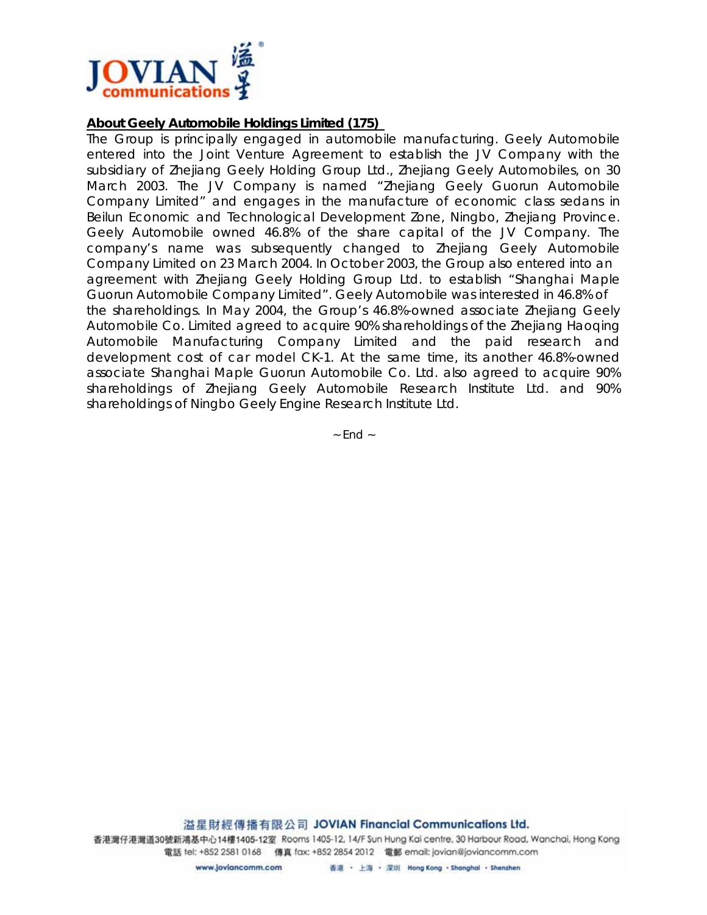**About Geely Automobile Holdings Limited (175)**

The Group is principally engaged in automobile manufacturing. Geely Automobile entered into the Joint Venture Agreement to establish the JV Company with the subsidiary of Zhejiang Geely Holding Group Ltd., Zhejiang Geely Automobiles, on 30 March 2003. The JV Company is named "Zhejiang Geely Guorun Automobile Company Limited" and engages in the manufacture of economic class sedans in Beilun Economic and Technological Development Zone, Ningbo, Zhejiang Province. Geely Automobile owned 46.8% of the share capital of the JV Company. The company's name was subsequently changed to Zhejiang Geely Automobile Company Limited on 23 March 2004. In October 2003, the Group also entered into an agreement with Zhejiang Geely Holding Group Ltd. to establish "Shanghai Maple Guorun Automobile Company Limited". Geely Automobile was interested in 46.8% of the shareholdings. In May 2004, the Group's 46.8%-owned associate Zhejiang Geely Automobile Co. Limited agreed to acquire 90% shareholdings of the Zhejiang Haoqing Automobile Manufacturing Company Limited and the paid research and development cost of car model CK-1. At the same time, its another 46.8%-owned associate Shanghai Maple Guorun Automobile Co. Ltd. also agreed to acquire 90% shareholdings of Zhejiang Geely Automobile Research Institute Ltd. and 90% shareholdings of Ningbo Geely Engine Research Institute Ltd.

~ End ~